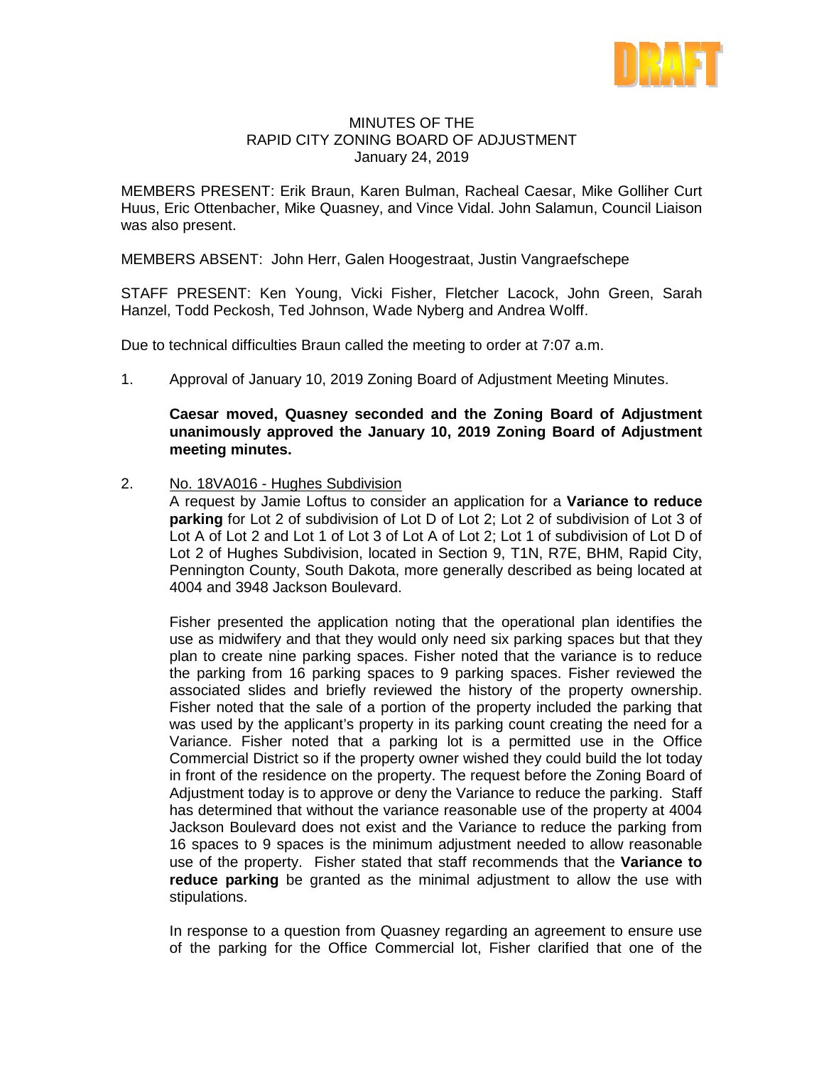DRAFT

# MINUTES OF THE RAPID CITY ZONING BOARD OF ADJUSTMENT

January 24, 2019

MEMBERS PRESENT: Erik Braun, Karen Bulman, Racheal Caesar, Mike Golliher Curt Huus, Eric Ottenbacher, Mike Quasney, and Vince Vidal. John Salamun, Council Liaison was also present.

MEMBERS ABSENT: John Herr, Galen Hoogestraat, Justin Vangraefschepe

STAFF PRESENT: Ken Young, Vicki Fisher, Fletcher Lacock, John Green, Sarah Hanzel, Todd Peckosh, Ted Johnson, Wade Nyberg and Andrea Wolff.

Due to technical difficulties Braun called the meeting to order at 7:07 a.m.

1. Approval of January 10, 2019 Zoning Board of Adjustment Meeting Minutes.

   **Caesar moved, Quasney seconded and the Zoning Board of Adjustment unanimously approved the January 10, 2019 Zoning Board of Adjustment meeting minutes.**

2. No. 18VA016 - Hughes Subdivision

   A request by Jamie Loftus to consider an application for a **Variance to reduce parking** for Lot 2 of subdivision of Lot D of Lot 2; Lot 2 of subdivision of Lot 3 of Lot A of Lot 2 and Lot 1 of Lot 3 of Lot A of Lot 2; Lot 1 of subdivision of Lot D of Lot 2 of Hughes Subdivision, located in Section 9, T1N, R7E, BHM, Rapid City, Pennington County, South Dakota, more generally described as being located at 4004 and 3948 Jackson Boulevard.

   Fisher presented the application noting that the operational plan identifies the use as midwifery and that they would only need six parking spaces but that they plan to create nine parking spaces. Fisher noted that the variance is to reduce the parking from 16 parking spaces to 9 parking spaces. Fisher reviewed the associated slides and briefly reviewed the history of the property ownership. Fisher noted that the sale of a portion of the property included the parking that was used by the applicant's property in its parking count creating the need for a Variance. Fisher noted that a parking lot is a permitted use in the Office Commercial District so if the property owner wished they could build the lot today in front of the residence on the property. The request before the Zoning Board of Adjustment today is to approve or deny the Variance to reduce the parking. Staff has determined that without the variance reasonable use of the property at 4004 Jackson Boulevard does not exist and the Variance to reduce the parking from 16 spaces to 9 spaces is the minimum adjustment needed to allow reasonable use of the property. Fisher stated that staff recommends that the **Variance to reduce parking** be granted as the minimal adjustment to allow the use with stipulations.

   In response to a question from Quasney regarding an agreement to ensure use of the parking for the Office Commercial lot, Fisher clarified that one of the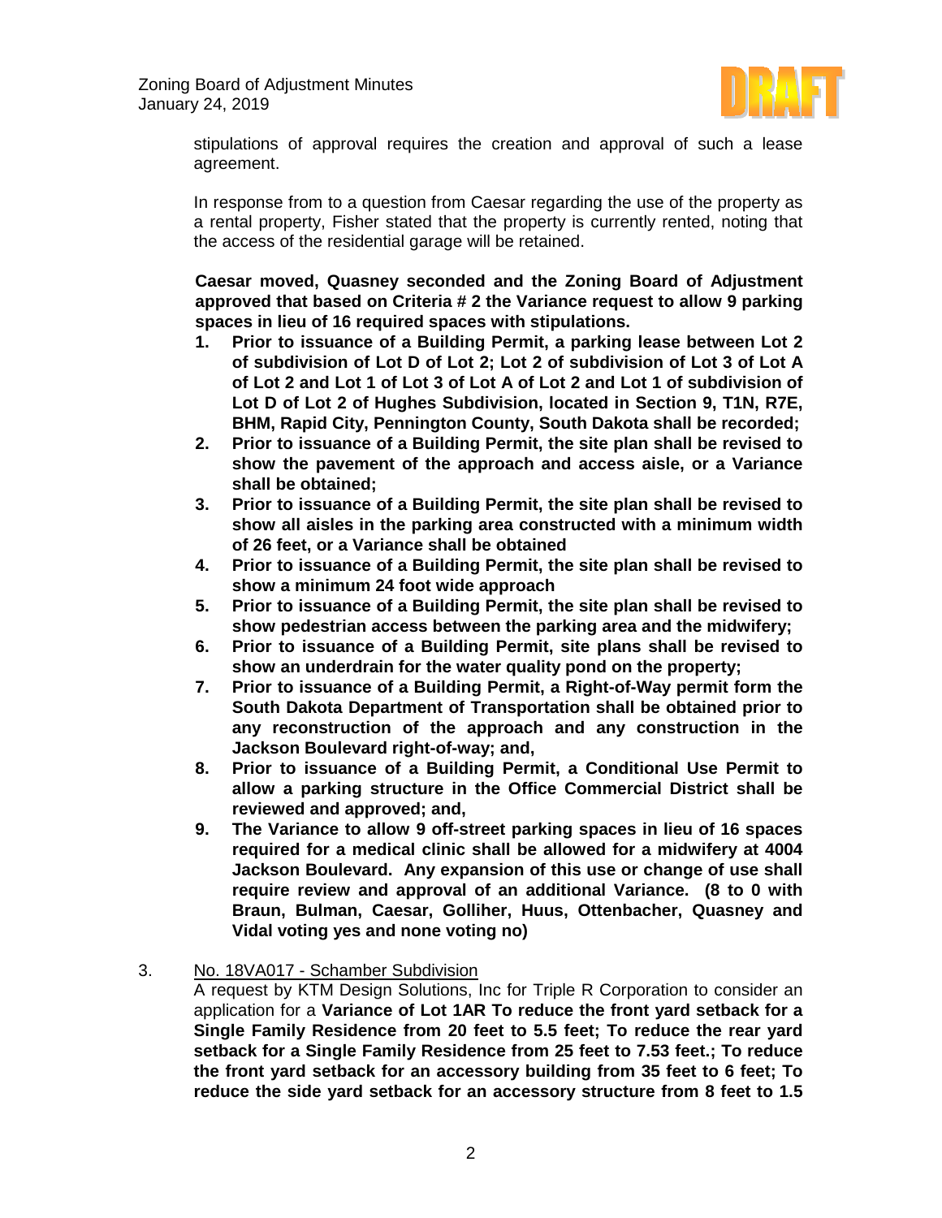stipulations of approval requires the creation and approval of such a lease agreement.

In response from to a question from Caesar regarding the use of the property as a rental property, Fisher stated that the property is currently rented, noting that the access of the residential garage will be retained.

**Caesar moved, Quasney seconded and the Zoning Board of Adjustment approved that based on Criteria # 2 the Variance request to allow 9 parking spaces in lieu of 16 required spaces with stipulations.**

1. **Prior to issuance of a Building Permit, a parking lease between Lot 2 of subdivision of Lot D of Lot 2; Lot 2 of subdivision of Lot 3 of Lot A of Lot 2 and Lot 1 of Lot 3 of Lot A of Lot 2 and Lot 1 of subdivision of Lot D of Lot 2 of Hughes Subdivision, located in Section 9, T1N, R7E, BHM, Rapid City, Pennington County, South Dakota shall be recorded;**
2. **Prior to issuance of a Building Permit, the site plan shall be revised to show the pavement of the approach and access aisle, or a Variance shall be obtained;**
3. **Prior to issuance of a Building Permit, the site plan shall be revised to show all aisles in the parking area constructed with a minimum width of 26 feet, or a Variance shall be obtained**
4. **Prior to issuance of a Building Permit, the site plan shall be revised to show a minimum 24 foot wide approach**
5. **Prior to issuance of a Building Permit, the site plan shall be revised to show pedestrian access between the parking area and the midwifery;**
6. **Prior to issuance of a Building Permit, site plans shall be revised to show an underdrain for the water quality pond on the property;**
7. **Prior to issuance of a Building Permit, a Right-of-Way permit form the South Dakota Department of Transportation shall be obtained prior to any reconstruction of the approach and any construction in the Jackson Boulevard right-of-way; and,**
8. **Prior to issuance of a Building Permit, a Conditional Use Permit to allow a parking structure in the Office Commercial District shall be reviewed and approved; and,**
9. **The Variance to allow 9 off-street parking spaces in lieu of 16 spaces required for a medical clinic shall be allowed for a midwifery at 4004 Jackson Boulevard. Any expansion of this use or change of use shall require review and approval of an additional Variance. (8 to 0 with Braun, Bulman, Caesar, Golliher, Huus, Ottenbacher, Quasney and Vidal voting yes and none voting no)**

3. <u>No. 18VA017 - Schamber Subdivision</u>
A request by KTM Design Solutions, Inc for Triple R Corporation to consider an application for a **Variance of Lot 1AR To reduce the front yard setback for a Single Family Residence from 20 feet to 5.5 feet; To reduce the rear yard setback for a Single Family Residence from 25 feet to 7.53 feet.; To reduce the front yard setback for an accessory building from 35 feet to 6 feet; To reduce the side yard setback for an accessory structure from 8 feet to 1.5**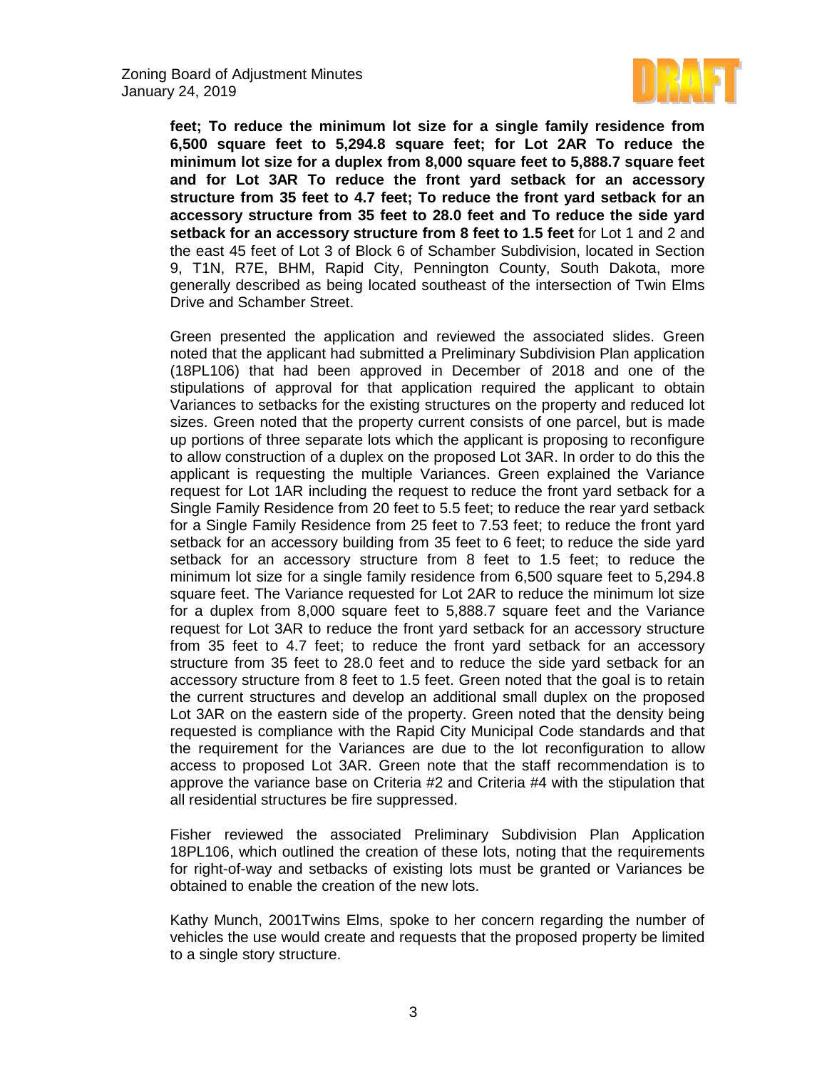**feet; To reduce the minimum lot size for a single family residence from 6,500 square feet to 5,294.8 square feet; for Lot 2AR To reduce the minimum lot size for a duplex from 8,000 square feet to 5,888.7 square feet and for Lot 3AR To reduce the front yard setback for an accessory structure from 35 feet to 4.7 feet; To reduce the front yard setback for an accessory structure from 35 feet to 28.0 feet and To reduce the side yard setback for an accessory structure from 8 feet to 1.5 feet** for Lot 1 and 2 and the east 45 feet of Lot 3 of Block 6 of Schamber Subdivision, located in Section 9, T1N, R7E, BHM, Rapid City, Pennington County, South Dakota, more generally described as being located southeast of the intersection of Twin Elms Drive and Schamber Street.

Green presented the application and reviewed the associated slides. Green noted that the applicant had submitted a Preliminary Subdivision Plan application (18PL106) that had been approved in December of 2018 and one of the stipulations of approval for that application required the applicant to obtain Variances to setbacks for the existing structures on the property and reduced lot sizes. Green noted that the property current consists of one parcel, but is made up portions of three separate lots which the applicant is proposing to reconfigure to allow construction of a duplex on the proposed Lot 3AR. In order to do this the applicant is requesting the multiple Variances. Green explained the Variance request for Lot 1AR including the request to reduce the front yard setback for a Single Family Residence from 20 feet to 5.5 feet; to reduce the rear yard setback for a Single Family Residence from 25 feet to 7.53 feet; to reduce the front yard setback for an accessory building from 35 feet to 6 feet; to reduce the side yard setback for an accessory structure from 8 feet to 1.5 feet; to reduce the minimum lot size for a single family residence from 6,500 square feet to 5,294.8 square feet. The Variance requested for Lot 2AR to reduce the minimum lot size for a duplex from 8,000 square feet to 5,888.7 square feet and the Variance request for Lot 3AR to reduce the front yard setback for an accessory structure from 35 feet to 4.7 feet; to reduce the front yard setback for an accessory structure from 35 feet to 28.0 feet and to reduce the side yard setback for an accessory structure from 8 feet to 1.5 feet. Green noted that the goal is to retain the current structures and develop an additional small duplex on the proposed Lot 3AR on the eastern side of the property. Green noted that the density being requested is compliance with the Rapid City Municipal Code standards and that the requirement for the Variances are due to the lot reconfiguration to allow access to proposed Lot 3AR. Green note that the staff recommendation is to approve the variance base on Criteria #2 and Criteria #4 with the stipulation that all residential structures be fire suppressed.

Fisher reviewed the associated Preliminary Subdivision Plan Application 18PL106, which outlined the creation of these lots, noting that the requirements for right-of-way and setbacks of existing lots must be granted or Variances be obtained to enable the creation of the new lots.

Kathy Munch, 2001Twins Elms, spoke to her concern regarding the number of vehicles the use would create and requests that the proposed property be limited to a single story structure.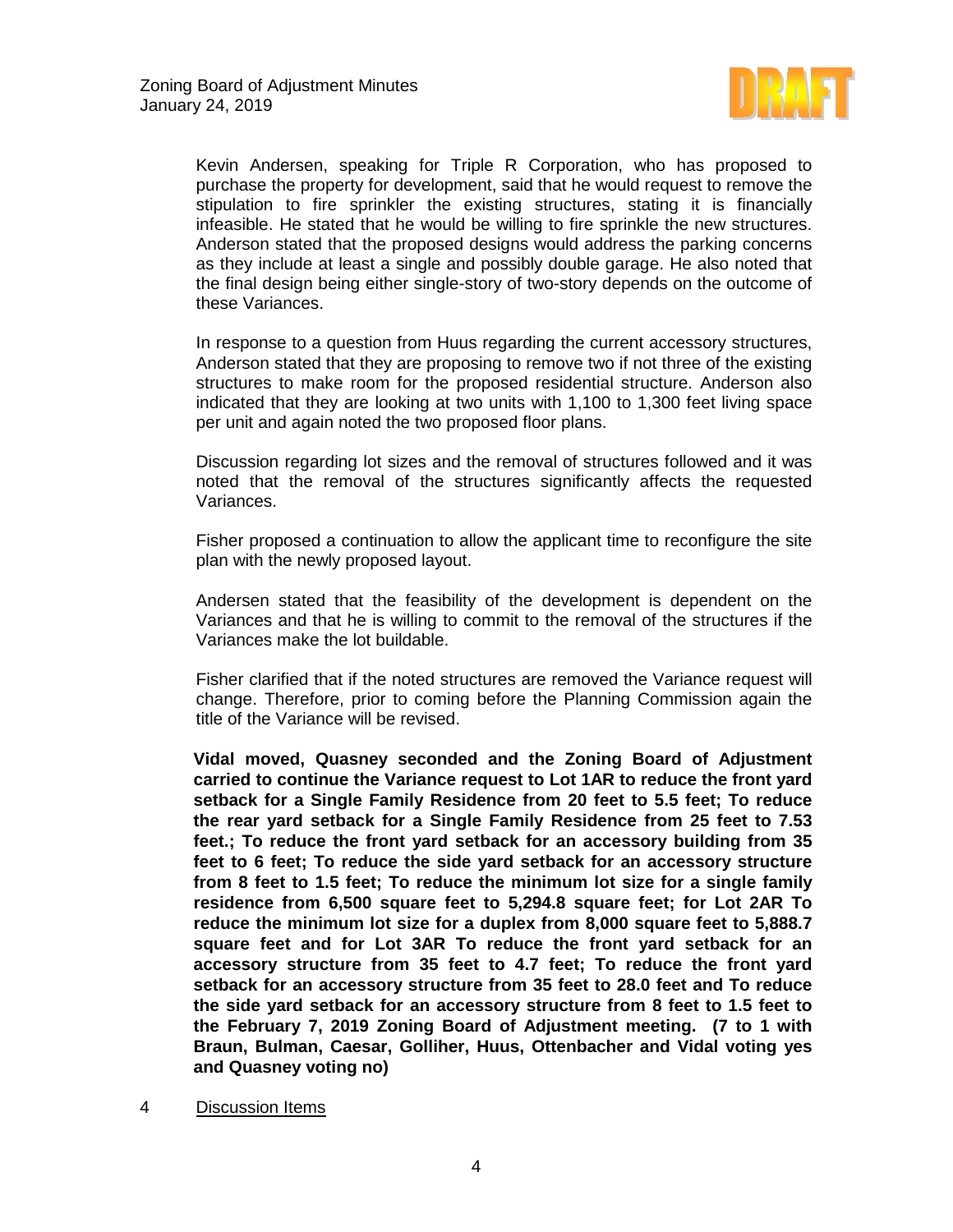Kevin Andersen, speaking for Triple R Corporation, who has proposed to purchase the property for development, said that he would request to remove the stipulation to fire sprinkler the existing structures, stating it is financially infeasible. He stated that he would be willing to fire sprinkle the new structures. Anderson stated that the proposed designs would address the parking concerns as they include at least a single and possibly double garage. He also noted that the final design being either single-story of two-story depends on the outcome of these Variances.

In response to a question from Huus regarding the current accessory structures, Anderson stated that they are proposing to remove two if not three of the existing structures to make room for the proposed residential structure. Anderson also indicated that they are looking at two units with 1,100 to 1,300 feet living space per unit and again noted the two proposed floor plans.

Discussion regarding lot sizes and the removal of structures followed and it was noted that the removal of the structures significantly affects the requested Variances.

Fisher proposed a continuation to allow the applicant time to reconfigure the site plan with the newly proposed layout.

Andersen stated that the feasibility of the development is dependent on the Variances and that he is willing to commit to the removal of the structures if the Variances make the lot buildable.

Fisher clarified that if the noted structures are removed the Variance request will change. Therefore, prior to coming before the Planning Commission again the title of the Variance will be revised.

**Vidal moved, Quasney seconded and the Zoning Board of Adjustment carried to continue the Variance request to Lot 1AR to reduce the front yard setback for a Single Family Residence from 20 feet to 5.5 feet; To reduce the rear yard setback for a Single Family Residence from 25 feet to 7.53 feet.; To reduce the front yard setback for an accessory building from 35 feet to 6 feet; To reduce the side yard setback for an accessory structure from 8 feet to 1.5 feet; To reduce the minimum lot size for a single family residence from 6,500 square feet to 5,294.8 square feet; for Lot 2AR To reduce the minimum lot size for a duplex from 8,000 square feet to 5,888.7 square feet and for Lot 3AR To reduce the front yard setback for an accessory structure from 35 feet to 4.7 feet; To reduce the front yard setback for an accessory structure from 35 feet to 28.0 feet and To reduce the side yard setback for an accessory structure from 8 feet to 1.5 feet to the February 7, 2019 Zoning Board of Adjustment meeting. (7 to 1 with Braun, Bulman, Caesar, Golliher, Huus, Ottenbacher and Vidal voting yes and Quasney voting no)**

4 Discussion Items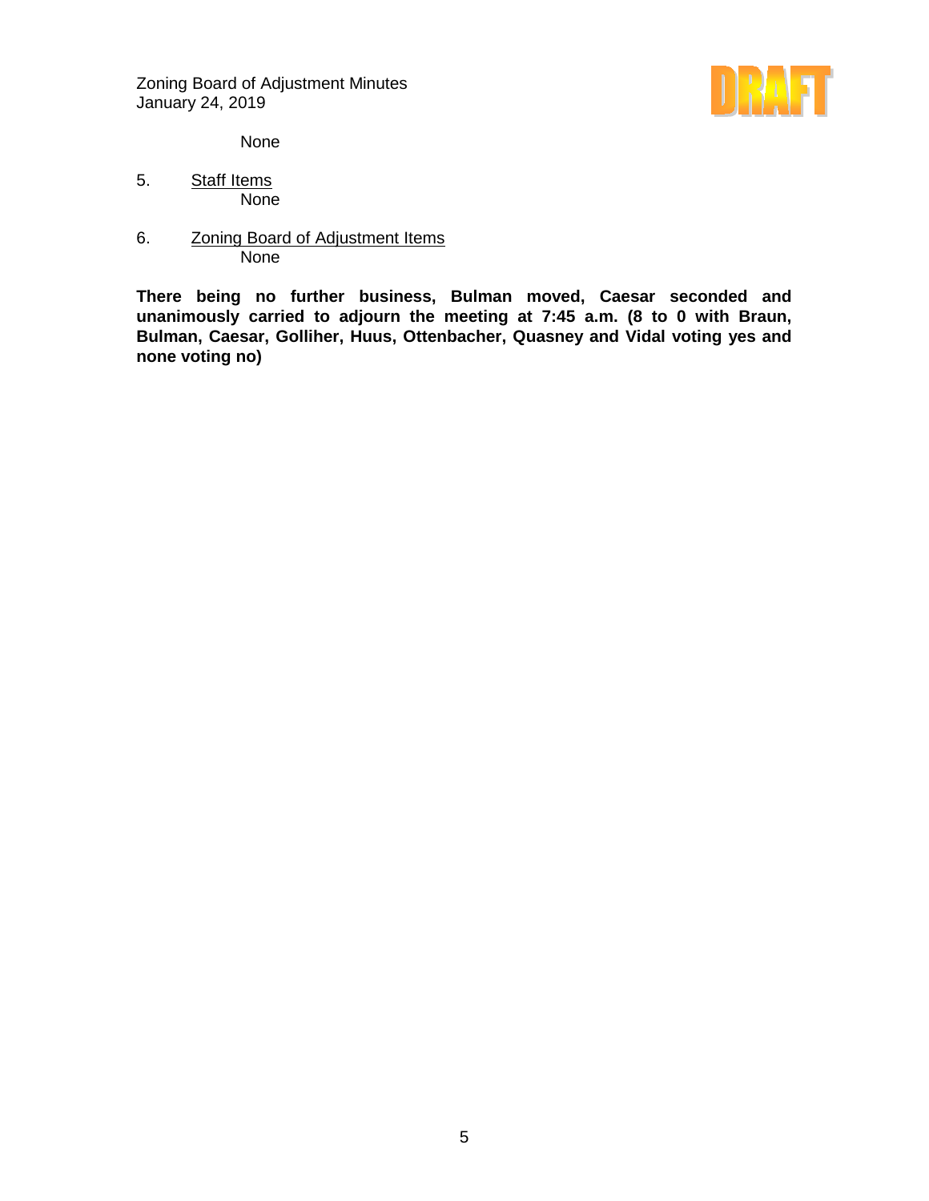None

5. Staff Items

   None

6. Zoning Board of Adjustment Items

   None

**There being no further business, Bulman moved, Caesar seconded and unanimously carried to adjourn the meeting at 7:45 a.m. (8 to 0 with Braun, Bulman, Caesar, Golliher, Huus, Ottenbacher, Quasney and Vidal voting yes and none voting no)**